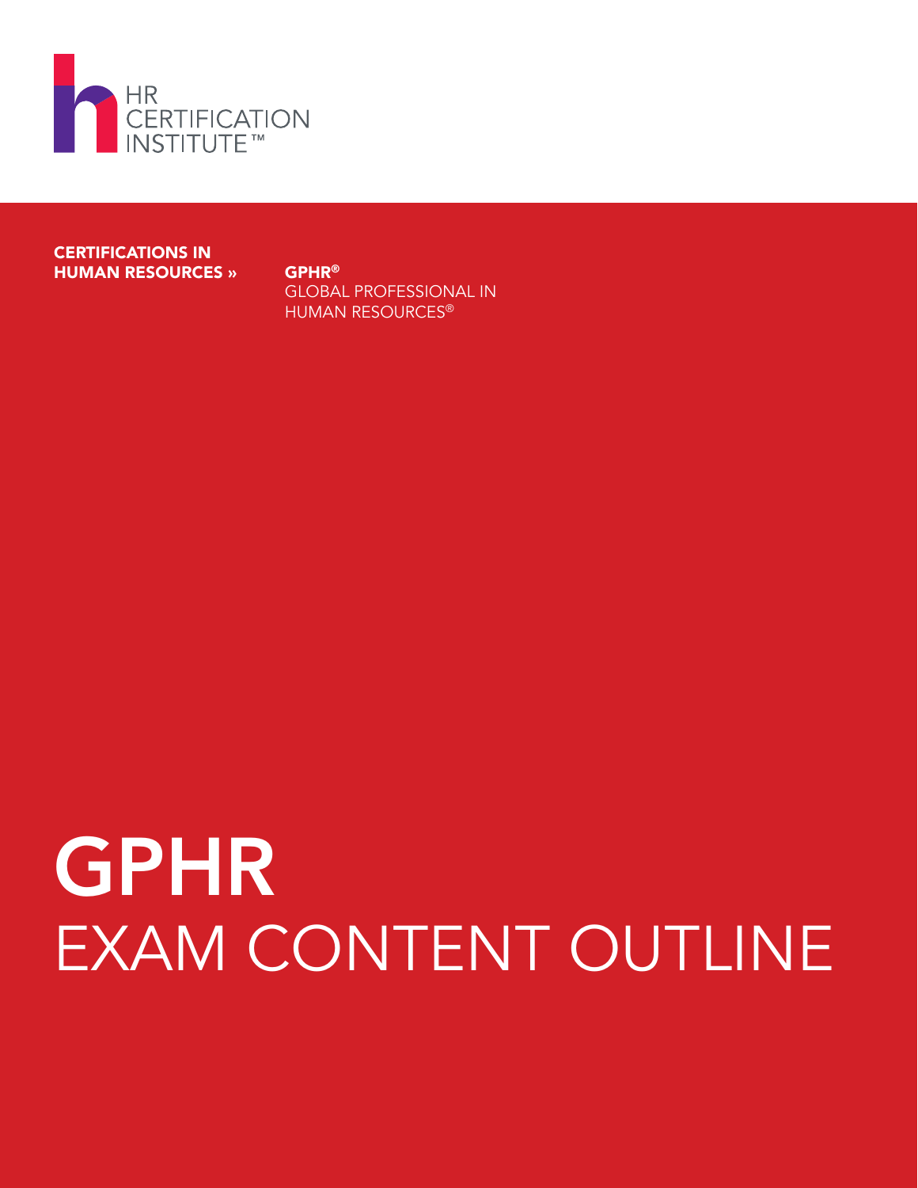HR
CERTIFICATION
INSTITUTE™

**CERTIFICATIONS IN HUMAN RESOURCES »**

**GPHR®**
GLOBAL PROFESSIONAL IN HUMAN RESOURCES®

# GPHR
# EXAM CONTENT OUTLINE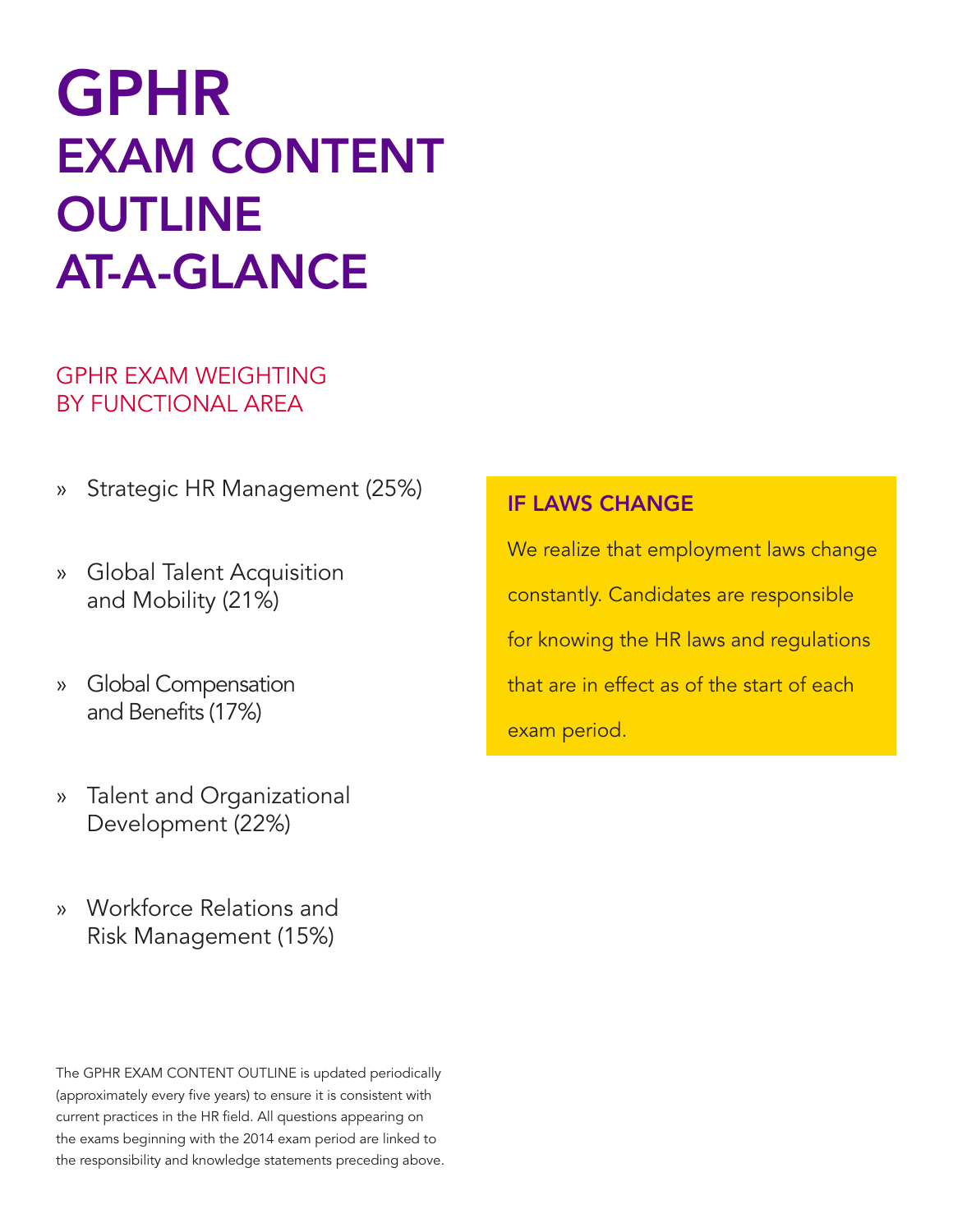# GPHR
# EXAM CONTENT OUTLINE AT-A-GLANCE

## GPHR EXAM WEIGHTING BY FUNCTIONAL AREA

» Strategic HR Management (25%)

» Global Talent Acquisition and Mobility (21%)

» Global Compensation and Benefits (17%)

» Talent and Organizational Development (22%)

» Workforce Relations and Risk Management (15%)

### IF LAWS CHANGE

We realize that employment laws change constantly. Candidates are responsible for knowing the HR laws and regulations that are in effect as of the start of each exam period.

The GPHR EXAM CONTENT OUTLINE is updated periodically (approximately every five years) to ensure it is consistent with current practices in the HR field. All questions appearing on the exams beginning with the 2014 exam period are linked to the responsibility and knowledge statements preceding above.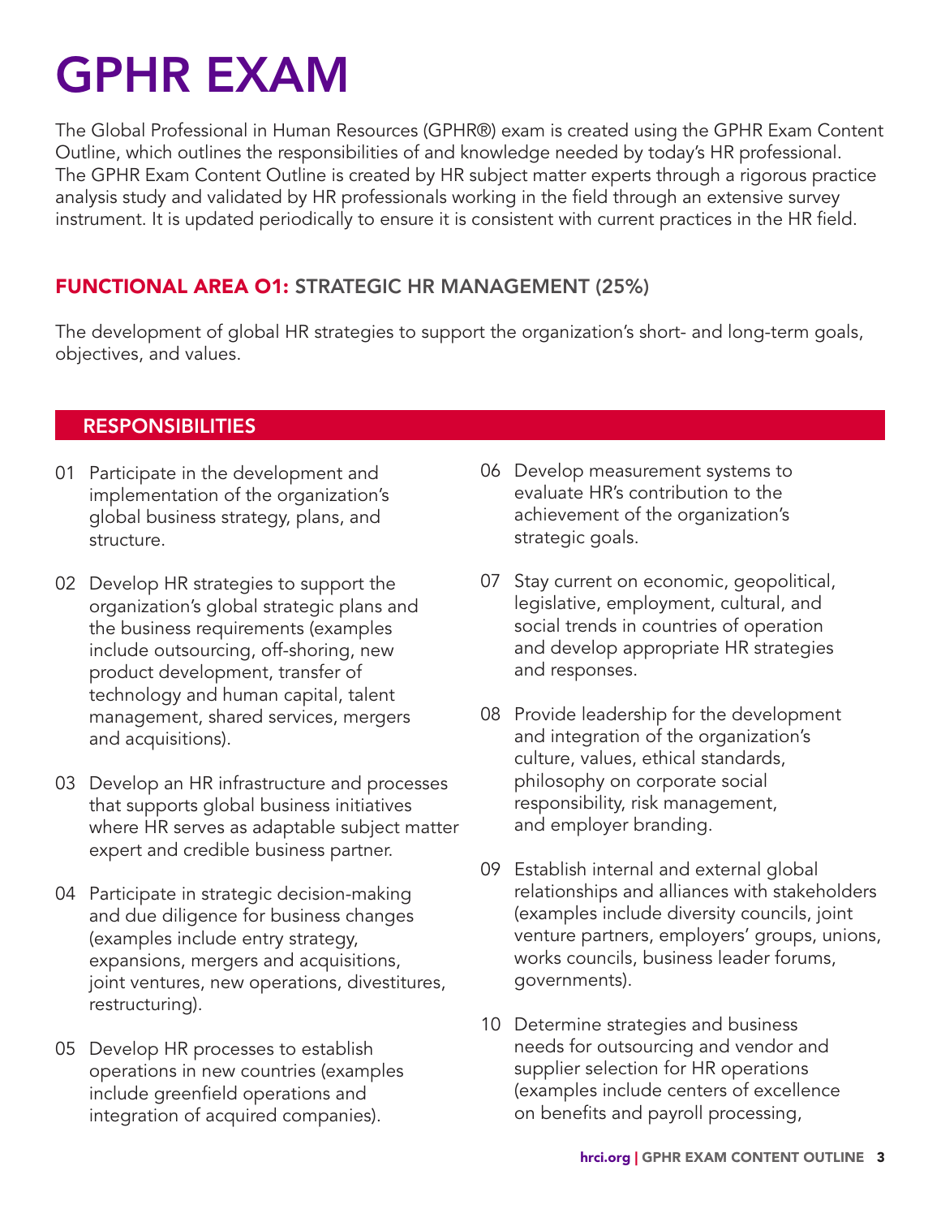# GPHR EXAM

The Global Professional in Human Resources (GPHR®) exam is created using the GPHR Exam Content Outline, which outlines the responsibilities of and knowledge needed by today's HR professional. The GPHR Exam Content Outline is created by HR subject matter experts through a rigorous practice analysis study and validated by HR professionals working in the field through an extensive survey instrument. It is updated periodically to ensure it is consistent with current practices in the HR field.

## FUNCTIONAL AREA 01: STRATEGIC HR MANAGEMENT (25%)

The development of global HR strategies to support the organization's short- and long-term goals, objectives, and values.

### RESPONSIBILITIES

01 Participate in the development and implementation of the organization's global business strategy, plans, and structure.

02 Develop HR strategies to support the organization's global strategic plans and the business requirements (examples include outsourcing, off-shoring, new product development, transfer of technology and human capital, talent management, shared services, mergers and acquisitions).

03 Develop an HR infrastructure and processes that supports global business initiatives where HR serves as adaptable subject matter expert and credible business partner.

04 Participate in strategic decision-making and due diligence for business changes (examples include entry strategy, expansions, mergers and acquisitions, joint ventures, new operations, divestitures, restructuring).

05 Develop HR processes to establish operations in new countries (examples include greenfield operations and integration of acquired companies).

06 Develop measurement systems to evaluate HR's contribution to the achievement of the organization's strategic goals.

07 Stay current on economic, geopolitical, legislative, employment, cultural, and social trends in countries of operation and develop appropriate HR strategies and responses.

08 Provide leadership for the development and integration of the organization's culture, values, ethical standards, philosophy on corporate social responsibility, risk management, and employer branding.

09 Establish internal and external global relationships and alliances with stakeholders (examples include diversity councils, joint venture partners, employers' groups, unions, works councils, business leader forums, governments).

10 Determine strategies and business needs for outsourcing and vendor and supplier selection for HR operations (examples include centers of excellence on benefits and payroll processing,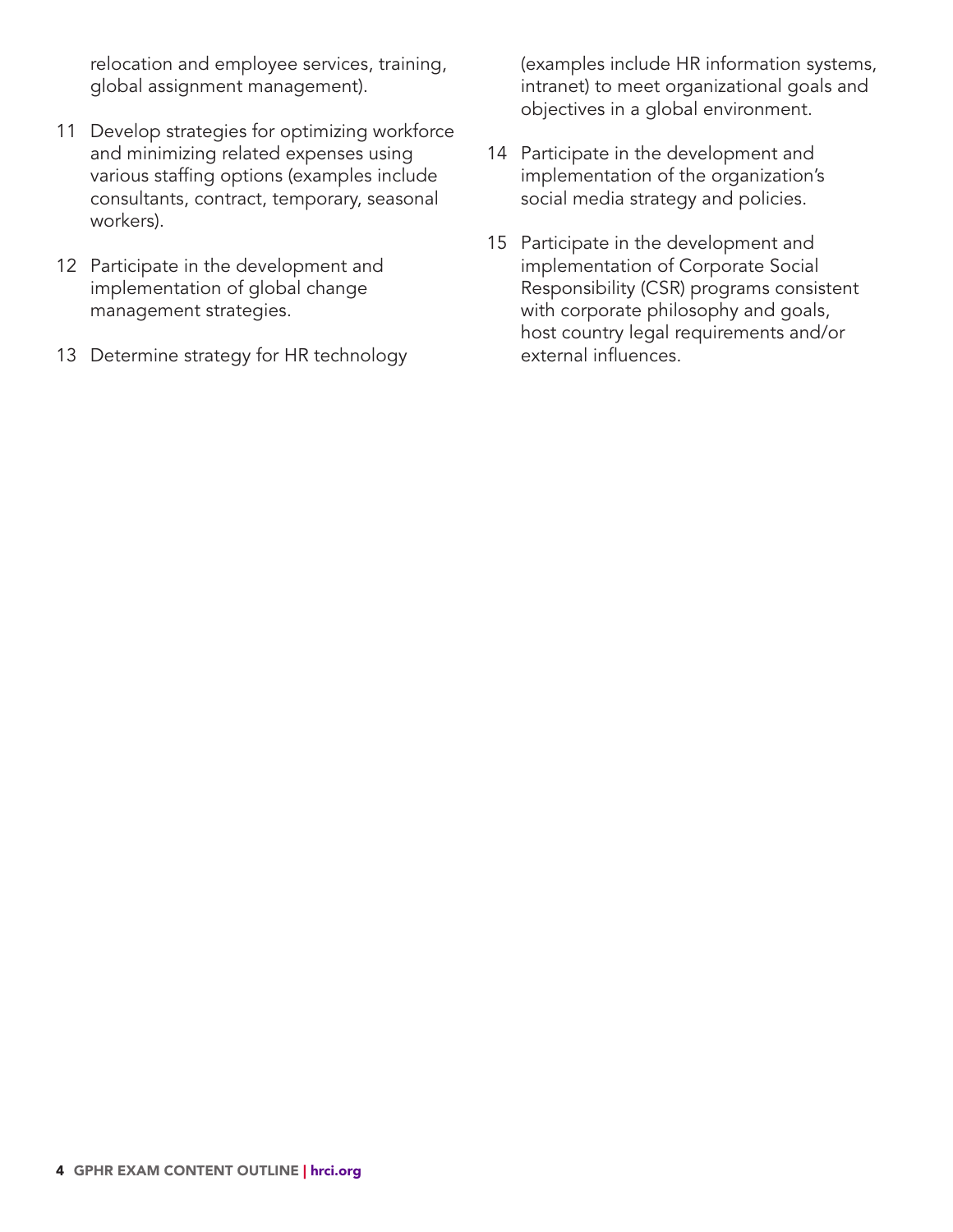relocation and employee services, training, global assignment management).

11 Develop strategies for optimizing workforce and minimizing related expenses using various staffing options (examples include consultants, contract, temporary, seasonal workers).

12 Participate in the development and implementation of global change management strategies.

13 Determine strategy for HR technology (examples include HR information systems, intranet) to meet organizational goals and objectives in a global environment.

14 Participate in the development and implementation of the organization's social media strategy and policies.

15 Participate in the development and implementation of Corporate Social Responsibility (CSR) programs consistent with corporate philosophy and goals, host country legal requirements and/or external influences.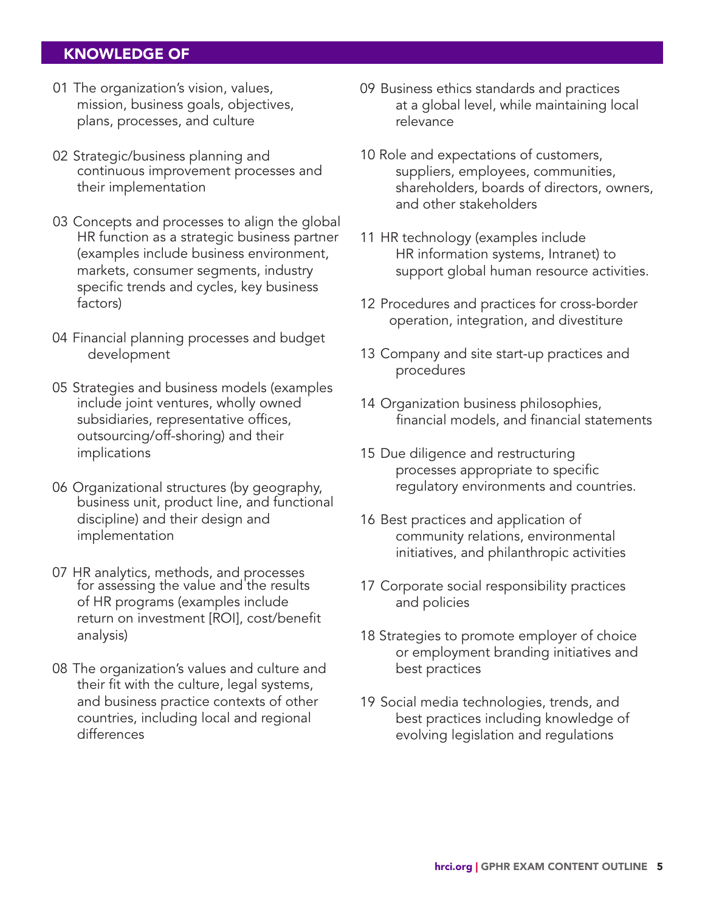## KNOWLEDGE OF

01 The organization's vision, values, mission, business goals, objectives, plans, processes, and culture

02 Strategic/business planning and continuous improvement processes and their implementation

03 Concepts and processes to align the global HR function as a strategic business partner (examples include business environment, markets, consumer segments, industry specific trends and cycles, key business factors)

04 Financial planning processes and budget development

05 Strategies and business models (examples include joint ventures, wholly owned subsidiaries, representative offices, outsourcing/off-shoring) and their implications

06 Organizational structures (by geography, business unit, product line, and functional discipline) and their design and implementation

07 HR analytics, methods, and processes for assessing the value and the results of HR programs (examples include return on investment [ROI], cost/benefit analysis)

08 The organization's values and culture and their fit with the culture, legal systems, and business practice contexts of other countries, including local and regional differences

09 Business ethics standards and practices at a global level, while maintaining local relevance

10 Role and expectations of customers, suppliers, employees, communities, shareholders, boards of directors, owners, and other stakeholders

11 HR technology (examples include HR information systems, Intranet) to support global human resource activities.

12 Procedures and practices for cross-border operation, integration, and divestiture

13 Company and site start-up practices and procedures

14 Organization business philosophies, financial models, and financial statements

15 Due diligence and restructuring processes appropriate to specific regulatory environments and countries.

16 Best practices and application of community relations, environmental initiatives, and philanthropic activities

17 Corporate social responsibility practices and policies

18 Strategies to promote employer of choice or employment branding initiatives and best practices

19 Social media technologies, trends, and best practices including knowledge of evolving legislation and regulations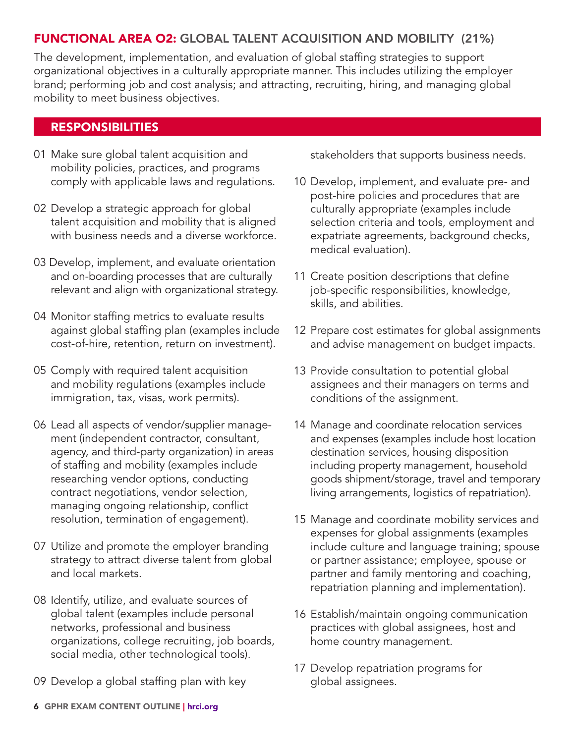## FUNCTIONAL AREA O2: GLOBAL TALENT ACQUISITION AND MOBILITY (21%)

The development, implementation, and evaluation of global staffing strategies to support organizational objectives in a culturally appropriate manner. This includes utilizing the employer brand; performing job and cost analysis; and attracting, recruiting, hiring, and managing global mobility to meet business objectives.

### RESPONSIBILITIES

01 Make sure global talent acquisition and mobility policies, practices, and programs comply with applicable laws and regulations.

02 Develop a strategic approach for global talent acquisition and mobility that is aligned with business needs and a diverse workforce.

03 Develop, implement, and evaluate orientation and on-boarding processes that are culturally relevant and align with organizational strategy.

04 Monitor staffing metrics to evaluate results against global staffing plan (examples include cost-of-hire, retention, return on investment).

05 Comply with required talent acquisition and mobility regulations (examples include immigration, tax, visas, work permits).

06 Lead all aspects of vendor/supplier management (independent contractor, consultant, agency, and third-party organization) in areas of staffing and mobility (examples include researching vendor options, conducting contract negotiations, vendor selection, managing ongoing relationship, conflict resolution, termination of engagement).

07 Utilize and promote the employer branding strategy to attract diverse talent from global and local markets.

08 Identify, utilize, and evaluate sources of global talent (examples include personal networks, professional and business organizations, college recruiting, job boards, social media, other technological tools).

09 Develop a global staffing plan with key stakeholders that supports business needs.

10 Develop, implement, and evaluate pre- and post-hire policies and procedures that are culturally appropriate (examples include selection criteria and tools, employment and expatriate agreements, background checks, medical evaluation).

11 Create position descriptions that define job-specific responsibilities, knowledge, skills, and abilities.

12 Prepare cost estimates for global assignments and advise management on budget impacts.

13 Provide consultation to potential global assignees and their managers on terms and conditions of the assignment.

14 Manage and coordinate relocation services and expenses (examples include host location destination services, housing disposition including property management, household goods shipment/storage, travel and temporary living arrangements, logistics of repatriation).

15 Manage and coordinate mobility services and expenses for global assignments (examples include culture and language training; spouse or partner assistance; employee, spouse or partner and family mentoring and coaching, repatriation planning and implementation).

16 Establish/maintain ongoing communication practices with global assignees, host and home country management.

17 Develop repatriation programs for global assignees.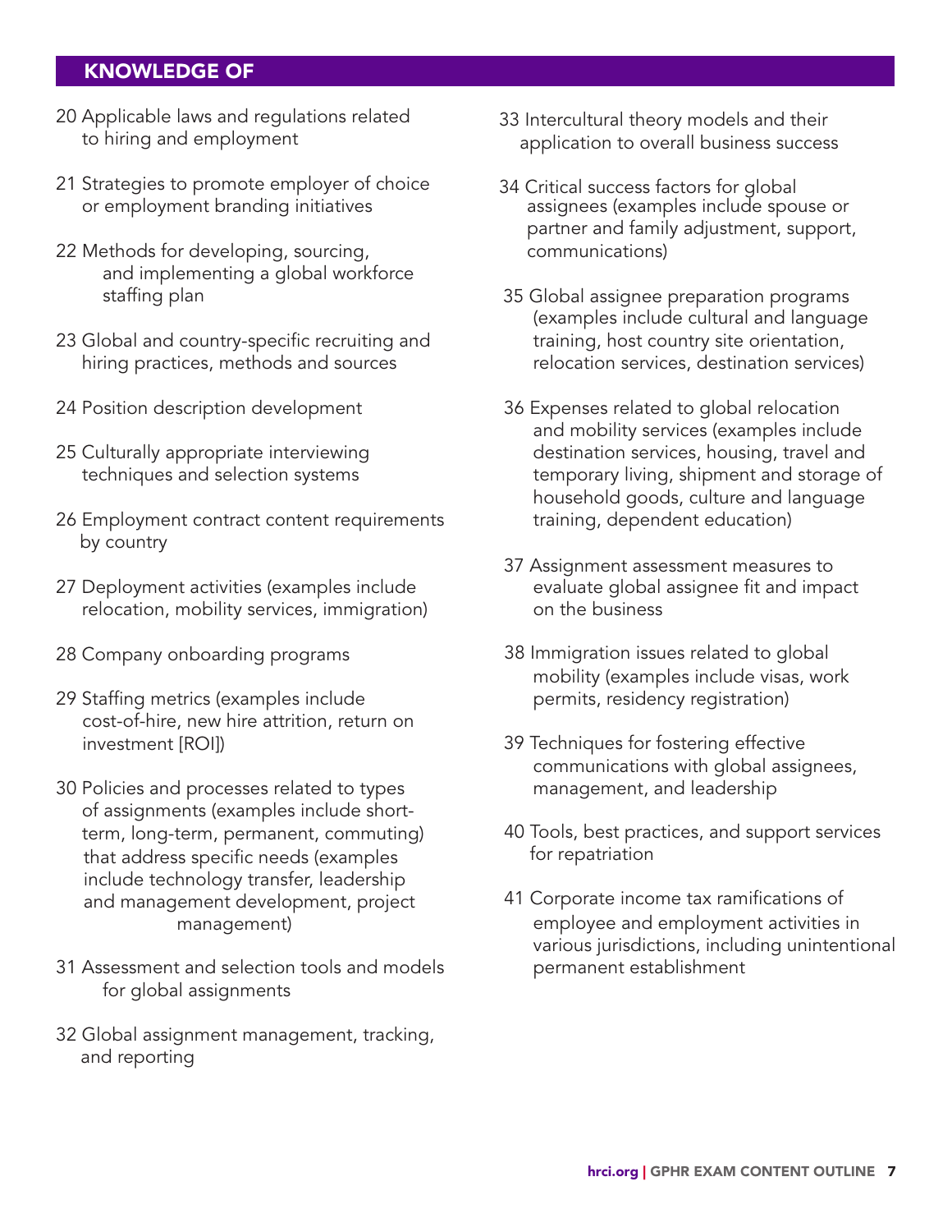## KNOWLEDGE OF

20 Applicable laws and regulations related to hiring and employment

21 Strategies to promote employer of choice or employment branding initiatives

22 Methods for developing, sourcing, and implementing a global workforce staffing plan

23 Global and country-specific recruiting and hiring practices, methods and sources

24 Position description development

25 Culturally appropriate interviewing techniques and selection systems

26 Employment contract content requirements by country

27 Deployment activities (examples include relocation, mobility services, immigration)

28 Company onboarding programs

29 Staffing metrics (examples include cost-of-hire, new hire attrition, return on investment [ROI])

30 Policies and processes related to types of assignments (examples include short-term, long-term, permanent, commuting) that address specific needs (examples include technology transfer, leadership and management development, project management)

31 Assessment and selection tools and models for global assignments

32 Global assignment management, tracking, and reporting

33 Intercultural theory models and their application to overall business success

34 Critical success factors for global assignees (examples include spouse or partner and family adjustment, support, communications)

35 Global assignee preparation programs (examples include cultural and language training, host country site orientation, relocation services, destination services)

36 Expenses related to global relocation and mobility services (examples include destination services, housing, travel and temporary living, shipment and storage of household goods, culture and language training, dependent education)

37 Assignment assessment measures to evaluate global assignee fit and impact on the business

38 Immigration issues related to global mobility (examples include visas, work permits, residency registration)

39 Techniques for fostering effective communications with global assignees, management, and leadership

40 Tools, best practices, and support services for repatriation

41 Corporate income tax ramifications of employee and employment activities in various jurisdictions, including unintentional permanent establishment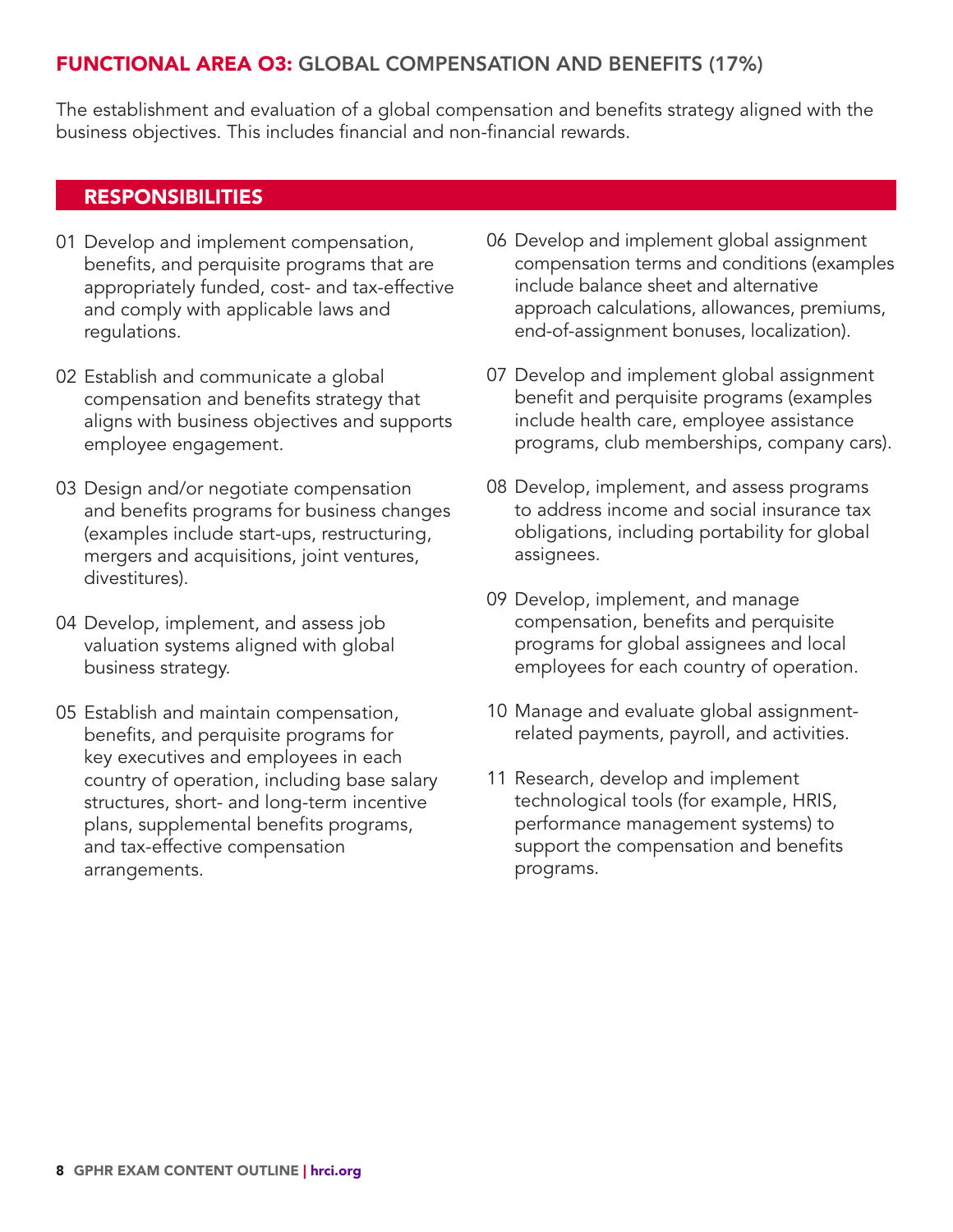## FUNCTIONAL AREA 03: GLOBAL COMPENSATION AND BENEFITS (17%)

The establishment and evaluation of a global compensation and benefits strategy aligned with the business objectives. This includes financial and non-financial rewards.

### RESPONSIBILITIES

01 Develop and implement compensation, benefits, and perquisite programs that are appropriately funded, cost- and tax-effective and comply with applicable laws and regulations.

02 Establish and communicate a global compensation and benefits strategy that aligns with business objectives and supports employee engagement.

03 Design and/or negotiate compensation and benefits programs for business changes (examples include start-ups, restructuring, mergers and acquisitions, joint ventures, divestitures).

04 Develop, implement, and assess job valuation systems aligned with global business strategy.

05 Establish and maintain compensation, benefits, and perquisite programs for key executives and employees in each country of operation, including base salary structures, short- and long-term incentive plans, supplemental benefits programs, and tax-effective compensation arrangements.

06 Develop and implement global assignment compensation terms and conditions (examples include balance sheet and alternative approach calculations, allowances, premiums, end-of-assignment bonuses, localization).

07 Develop and implement global assignment benefit and perquisite programs (examples include health care, employee assistance programs, club memberships, company cars).

08 Develop, implement, and assess programs to address income and social insurance tax obligations, including portability for global assignees.

09 Develop, implement, and manage compensation, benefits and perquisite programs for global assignees and local employees for each country of operation.

10 Manage and evaluate global assignment-related payments, payroll, and activities.

11 Research, develop and implement technological tools (for example, HRIS, performance management systems) to support the compensation and benefits programs.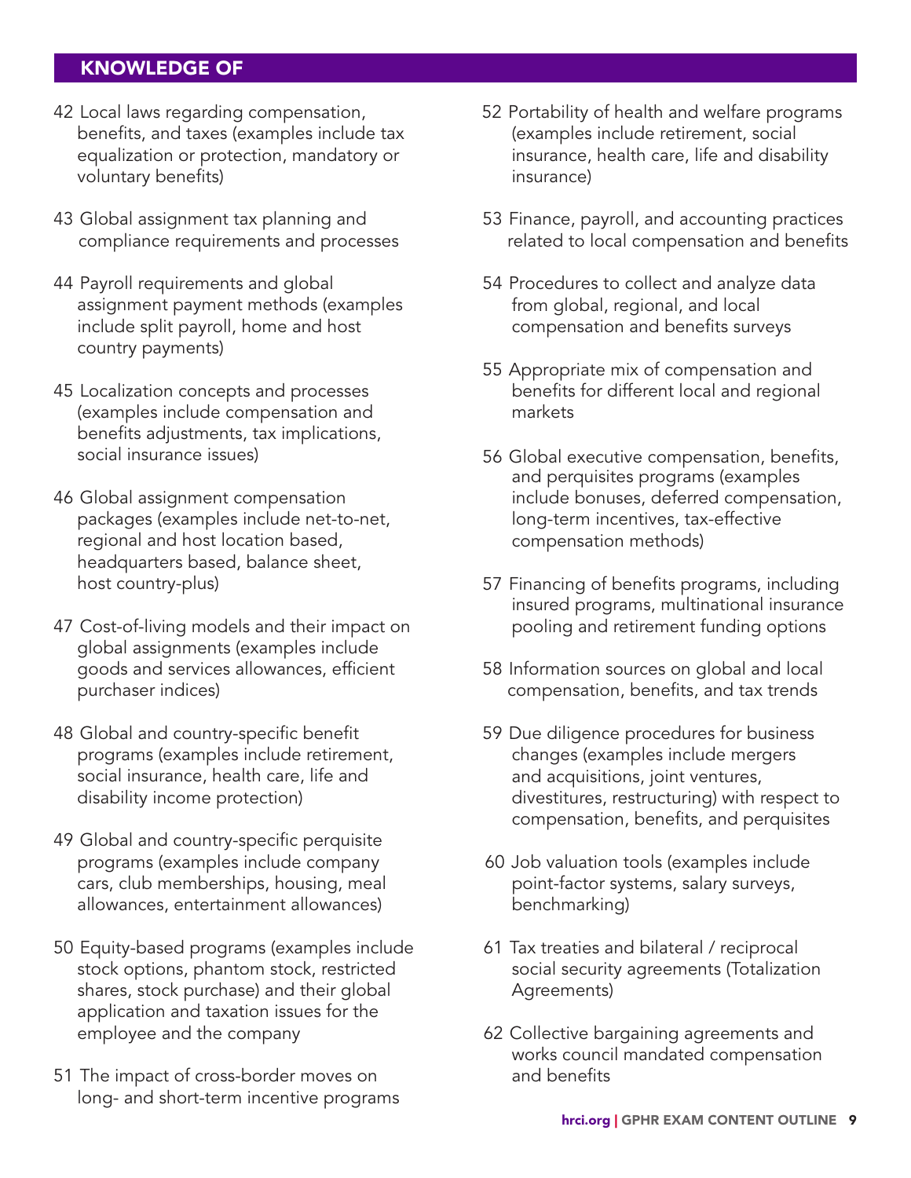## KNOWLEDGE OF

42 Local laws regarding compensation, benefits, and taxes (examples include tax equalization or protection, mandatory or voluntary benefits)

43 Global assignment tax planning and compliance requirements and processes

44 Payroll requirements and global assignment payment methods (examples include split payroll, home and host country payments)

45 Localization concepts and processes (examples include compensation and benefits adjustments, tax implications, social insurance issues)

46 Global assignment compensation packages (examples include net-to-net, regional and host location based, headquarters based, balance sheet, host country-plus)

47 Cost-of-living models and their impact on global assignments (examples include goods and services allowances, efficient purchaser indices)

48 Global and country-specific benefit programs (examples include retirement, social insurance, health care, life and disability income protection)

49 Global and country-specific perquisite programs (examples include company cars, club memberships, housing, meal allowances, entertainment allowances)

50 Equity-based programs (examples include stock options, phantom stock, restricted shares, stock purchase) and their global application and taxation issues for the employee and the company

51 The impact of cross-border moves on long- and short-term incentive programs

52 Portability of health and welfare programs (examples include retirement, social insurance, health care, life and disability insurance)

53 Finance, payroll, and accounting practices related to local compensation and benefits

54 Procedures to collect and analyze data from global, regional, and local compensation and benefits surveys

55 Appropriate mix of compensation and benefits for different local and regional markets

56 Global executive compensation, benefits, and perquisites programs (examples include bonuses, deferred compensation, long-term incentives, tax-effective compensation methods)

57 Financing of benefits programs, including insured programs, multinational insurance pooling and retirement funding options

58 Information sources on global and local compensation, benefits, and tax trends

59 Due diligence procedures for business changes (examples include mergers and acquisitions, joint ventures, divestitures, restructuring) with respect to compensation, benefits, and perquisites

60 Job valuation tools (examples include point-factor systems, salary surveys, benchmarking)

61 Tax treaties and bilateral / reciprocal social security agreements (Totalization Agreements)

62 Collective bargaining agreements and works council mandated compensation and benefits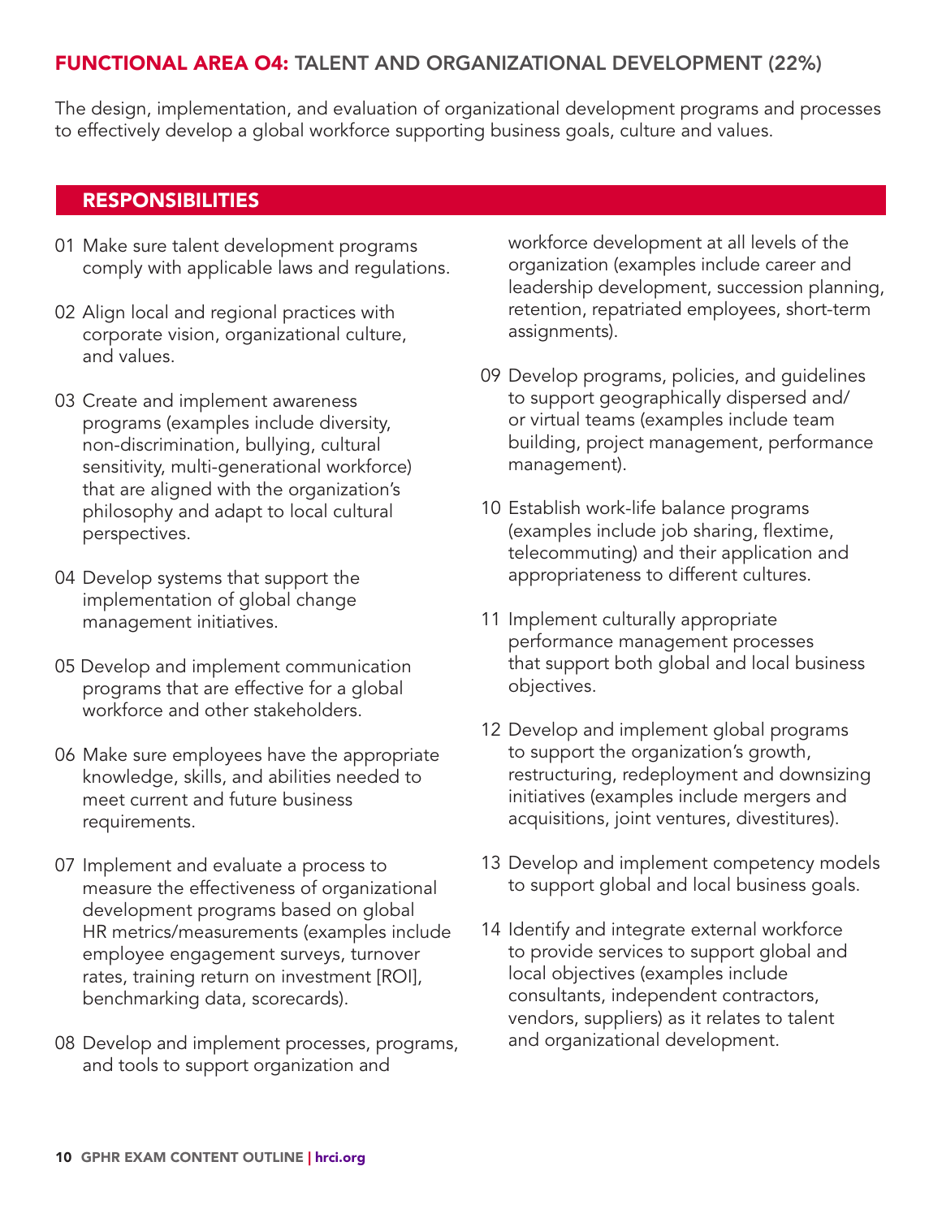## FUNCTIONAL AREA 04: TALENT AND ORGANIZATIONAL DEVELOPMENT (22%)

The design, implementation, and evaluation of organizational development programs and processes to effectively develop a global workforce supporting business goals, culture and values.

### RESPONSIBILITIES

01 Make sure talent development programs comply with applicable laws and regulations.

02 Align local and regional practices with corporate vision, organizational culture, and values.

03 Create and implement awareness programs (examples include diversity, non-discrimination, bullying, cultural sensitivity, multi-generational workforce) that are aligned with the organization's philosophy and adapt to local cultural perspectives.

04 Develop systems that support the implementation of global change management initiatives.

05 Develop and implement communication programs that are effective for a global workforce and other stakeholders.

06 Make sure employees have the appropriate knowledge, skills, and abilities needed to meet current and future business requirements.

07 Implement and evaluate a process to measure the effectiveness of organizational development programs based on global HR metrics/measurements (examples include employee engagement surveys, turnover rates, training return on investment [ROI], benchmarking data, scorecards).

08 Develop and implement processes, programs, and tools to support organization and workforce development at all levels of the organization (examples include career and leadership development, succession planning, retention, repatriated employees, short-term assignments).

09 Develop programs, policies, and guidelines to support geographically dispersed and/or virtual teams (examples include team building, project management, performance management).

10 Establish work-life balance programs (examples include job sharing, flextime, telecommuting) and their application and appropriateness to different cultures.

11 Implement culturally appropriate performance management processes that support both global and local business objectives.

12 Develop and implement global programs to support the organization's growth, restructuring, redeployment and downsizing initiatives (examples include mergers and acquisitions, joint ventures, divestitures).

13 Develop and implement competency models to support global and local business goals.

14 Identify and integrate external workforce to provide services to support global and local objectives (examples include consultants, independent contractors, vendors, suppliers) as it relates to talent and organizational development.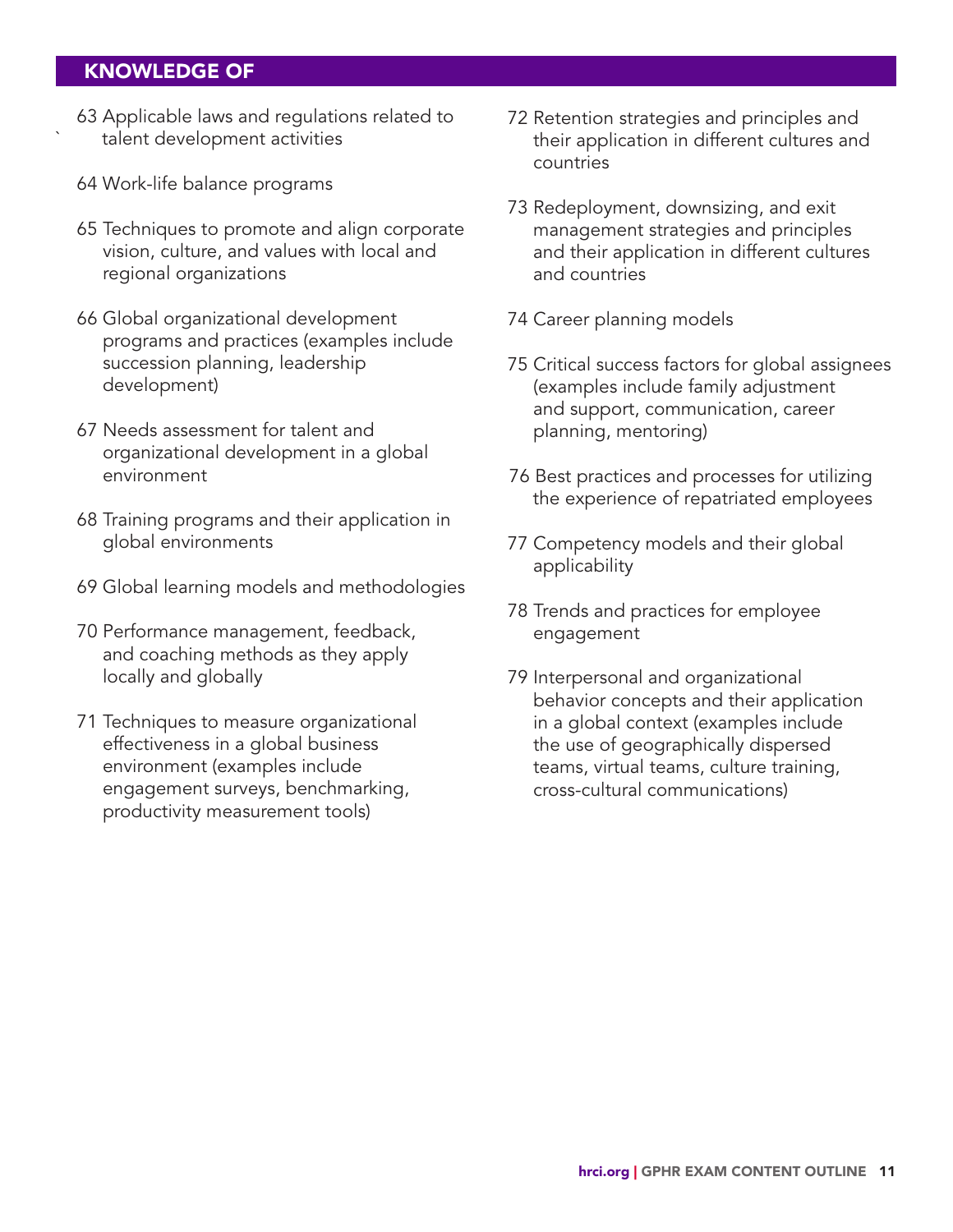## KNOWLEDGE OF

63 Applicable laws and regulations related to talent development activities

64 Work-life balance programs

65 Techniques to promote and align corporate vision, culture, and values with local and regional organizations

66 Global organizational development programs and practices (examples include succession planning, leadership development)

67 Needs assessment for talent and organizational development in a global environment

68 Training programs and their application in global environments

69 Global learning models and methodologies

70 Performance management, feedback, and coaching methods as they apply locally and globally

71 Techniques to measure organizational effectiveness in a global business environment (examples include engagement surveys, benchmarking, productivity measurement tools)

72 Retention strategies and principles and their application in different cultures and countries

73 Redeployment, downsizing, and exit management strategies and principles and their application in different cultures and countries

74 Career planning models

75 Critical success factors for global assignees (examples include family adjustment and support, communication, career planning, mentoring)

76 Best practices and processes for utilizing the experience of repatriated employees

77 Competency models and their global applicability

78 Trends and practices for employee engagement

79 Interpersonal and organizational behavior concepts and their application in a global context (examples include the use of geographically dispersed teams, virtual teams, culture training, cross-cultural communications)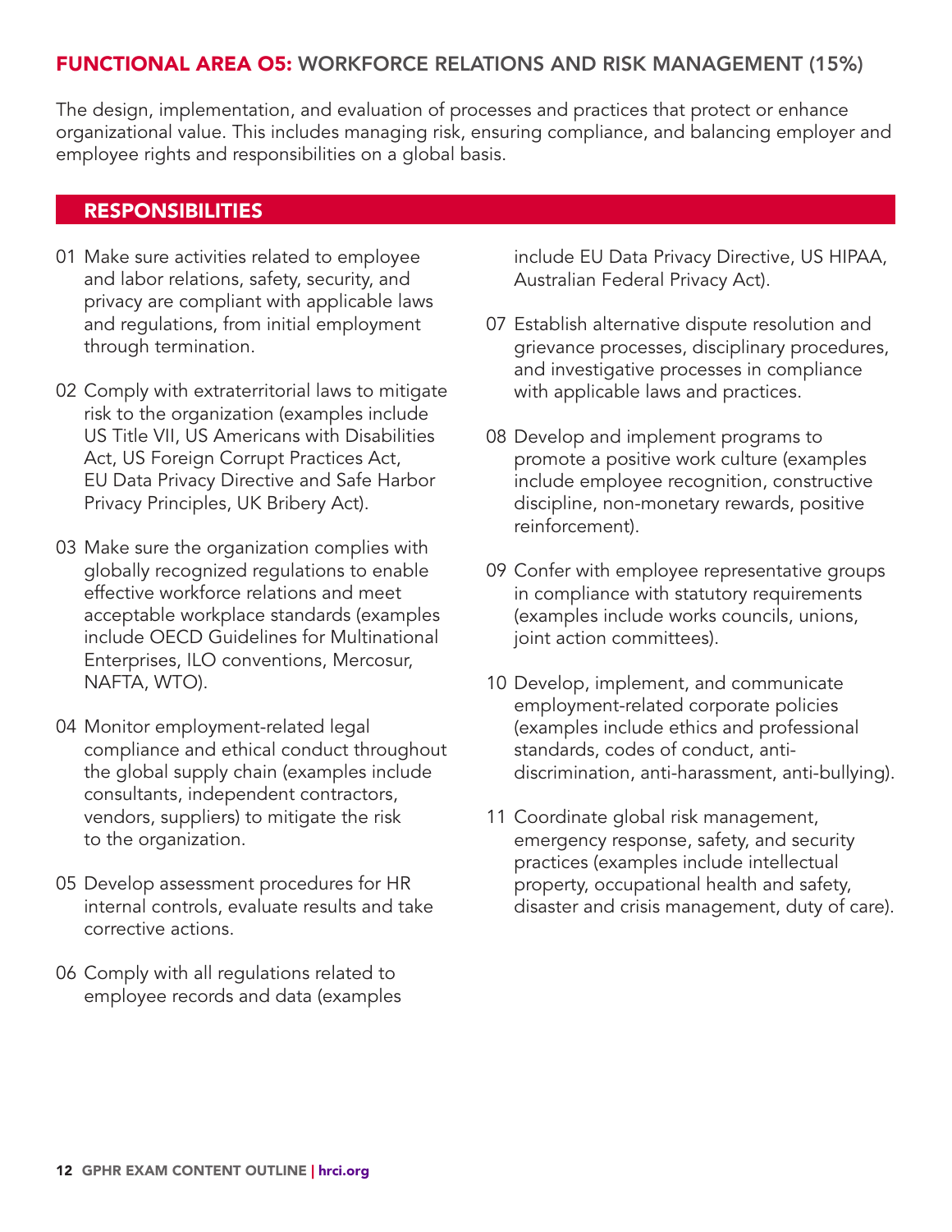## FUNCTIONAL AREA O5: WORKFORCE RELATIONS AND RISK MANAGEMENT (15%)

The design, implementation, and evaluation of processes and practices that protect or enhance organizational value. This includes managing risk, ensuring compliance, and balancing employer and employee rights and responsibilities on a global basis.

### RESPONSIBILITIES

01 Make sure activities related to employee and labor relations, safety, security, and privacy are compliant with applicable laws and regulations, from initial employment through termination.

02 Comply with extraterritorial laws to mitigate risk to the organization (examples include US Title VII, US Americans with Disabilities Act, US Foreign Corrupt Practices Act, EU Data Privacy Directive and Safe Harbor Privacy Principles, UK Bribery Act).

03 Make sure the organization complies with globally recognized regulations to enable effective workforce relations and meet acceptable workplace standards (examples include OECD Guidelines for Multinational Enterprises, ILO conventions, Mercosur, NAFTA, WTO).

04 Monitor employment-related legal compliance and ethical conduct throughout the global supply chain (examples include consultants, independent contractors, vendors, suppliers) to mitigate the risk to the organization.

05 Develop assessment procedures for HR internal controls, evaluate results and take corrective actions.

06 Comply with all regulations related to employee records and data (examples include EU Data Privacy Directive, US HIPAA, Australian Federal Privacy Act).

07 Establish alternative dispute resolution and grievance processes, disciplinary procedures, and investigative processes in compliance with applicable laws and practices.

08 Develop and implement programs to promote a positive work culture (examples include employee recognition, constructive discipline, non-monetary rewards, positive reinforcement).

09 Confer with employee representative groups in compliance with statutory requirements (examples include works councils, unions, joint action committees).

10 Develop, implement, and communicate employment-related corporate policies (examples include ethics and professional standards, codes of conduct, anti-discrimination, anti-harassment, anti-bullying).

11 Coordinate global risk management, emergency response, safety, and security practices (examples include intellectual property, occupational health and safety, disaster and crisis management, duty of care).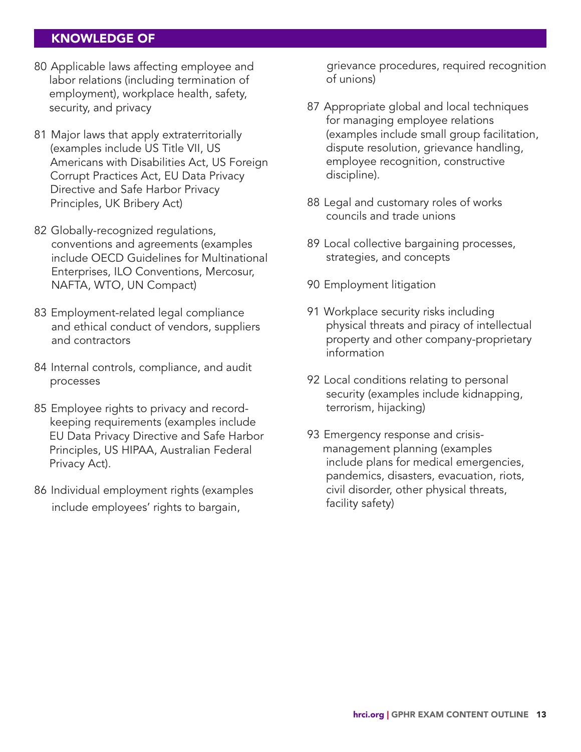## KNOWLEDGE OF

80 Applicable laws affecting employee and labor relations (including termination of employment), workplace health, safety, security, and privacy

81 Major laws that apply extraterritorially (examples include US Title VII, US Americans with Disabilities Act, US Foreign Corrupt Practices Act, EU Data Privacy Directive and Safe Harbor Privacy Principles, UK Bribery Act)

82 Globally-recognized regulations, conventions and agreements (examples include OECD Guidelines for Multinational Enterprises, ILO Conventions, Mercosur, NAFTA, WTO, UN Compact)

83 Employment-related legal compliance and ethical conduct of vendors, suppliers and contractors

84 Internal controls, compliance, and audit processes

85 Employee rights to privacy and record-keeping requirements (examples include EU Data Privacy Directive and Safe Harbor Principles, US HIPAA, Australian Federal Privacy Act).

86 Individual employment rights (examples include employees' rights to bargain, grievance procedures, required recognition of unions)

87 Appropriate global and local techniques for managing employee relations (examples include small group facilitation, dispute resolution, grievance handling, employee recognition, constructive discipline).

88 Legal and customary roles of works councils and trade unions

89 Local collective bargaining processes, strategies, and concepts

90 Employment litigation

91 Workplace security risks including physical threats and piracy of intellectual property and other company-proprietary information

92 Local conditions relating to personal security (examples include kidnapping, terrorism, hijacking)

93 Emergency response and crisis-management planning (examples include plans for medical emergencies, pandemics, disasters, evacuation, riots, civil disorder, other physical threats, facility safety)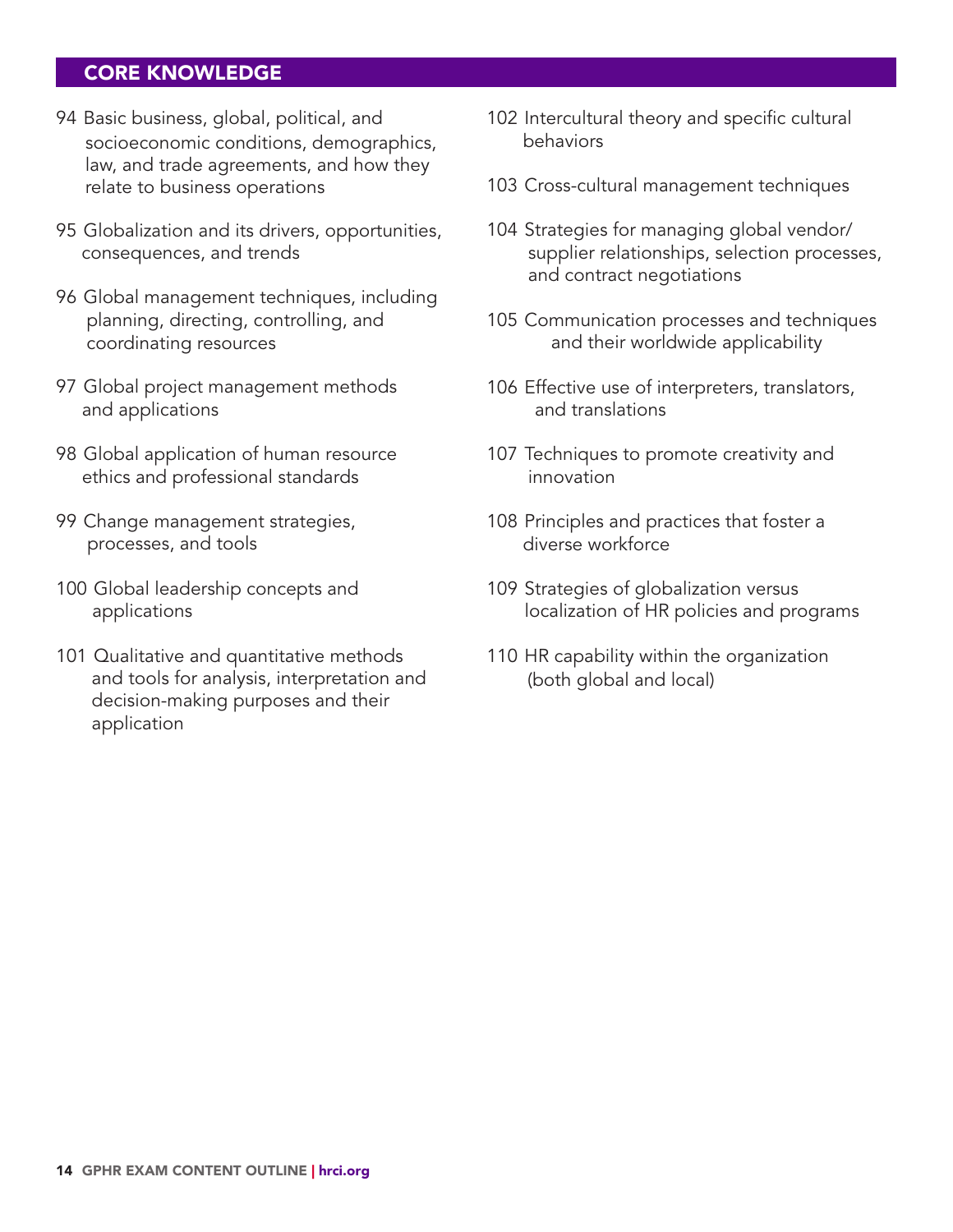## CORE KNOWLEDGE

94 Basic business, global, political, and socioeconomic conditions, demographics, law, and trade agreements, and how they relate to business operations

95 Globalization and its drivers, opportunities, consequences, and trends

96 Global management techniques, including planning, directing, controlling, and coordinating resources

97 Global project management methods and applications

98 Global application of human resource ethics and professional standards

99 Change management strategies, processes, and tools

100 Global leadership concepts and applications

101 Qualitative and quantitative methods and tools for analysis, interpretation and decision-making purposes and their application

102 Intercultural theory and specific cultural behaviors

103 Cross-cultural management techniques

104 Strategies for managing global vendor/supplier relationships, selection processes, and contract negotiations

105 Communication processes and techniques and their worldwide applicability

106 Effective use of interpreters, translators, and translations

107 Techniques to promote creativity and innovation

108 Principles and practices that foster a diverse workforce

109 Strategies of globalization versus localization of HR policies and programs

110 HR capability within the organization (both global and local)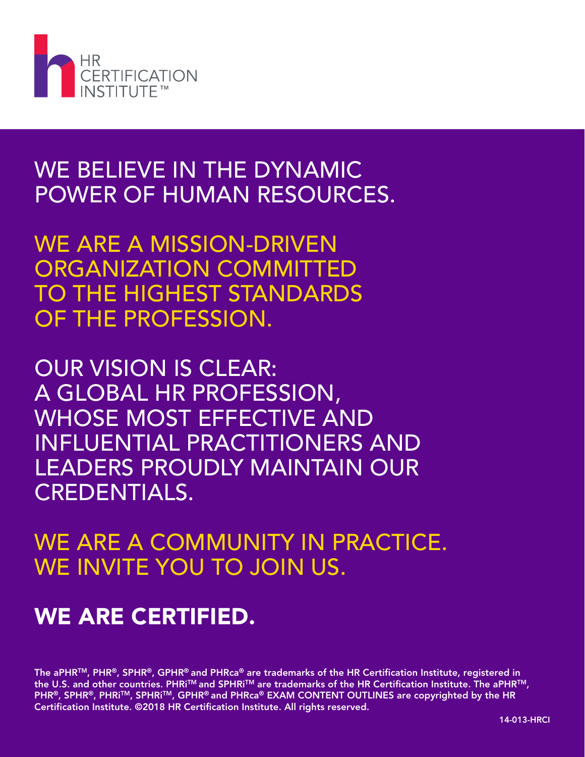HR CERTIFICATION INSTITUTE™

WE BELIEVE IN THE DYNAMIC POWER OF HUMAN RESOURCES.

WE ARE A MISSION-DRIVEN ORGANIZATION COMMITTED TO THE HIGHEST STANDARDS OF THE PROFESSION.

OUR VISION IS CLEAR: A GLOBAL HR PROFESSION, WHOSE MOST EFFECTIVE AND INFLUENTIAL PRACTITIONERS AND LEADERS PROUDLY MAINTAIN OUR CREDENTIALS.

WE ARE A COMMUNITY IN PRACTICE. WE INVITE YOU TO JOIN US.

## WE ARE CERTIFIED.

**The aPHR™, PHR®, SPHR®, GPHR® and PHRca® are trademarks of the HR Certification Institute, registered in the U.S. and other countries. PHRi™ and SPHRi™ are trademarks of the HR Certification Institute. The aPHR™, PHR®, SPHR®, PHRi™, SPHRi™, GPHR® and PHRca® EXAM CONTENT OUTLINES are copyrighted by the HR Certification Institute. ©2018 HR Certification Institute. All rights reserved.**

14-013-HRCI